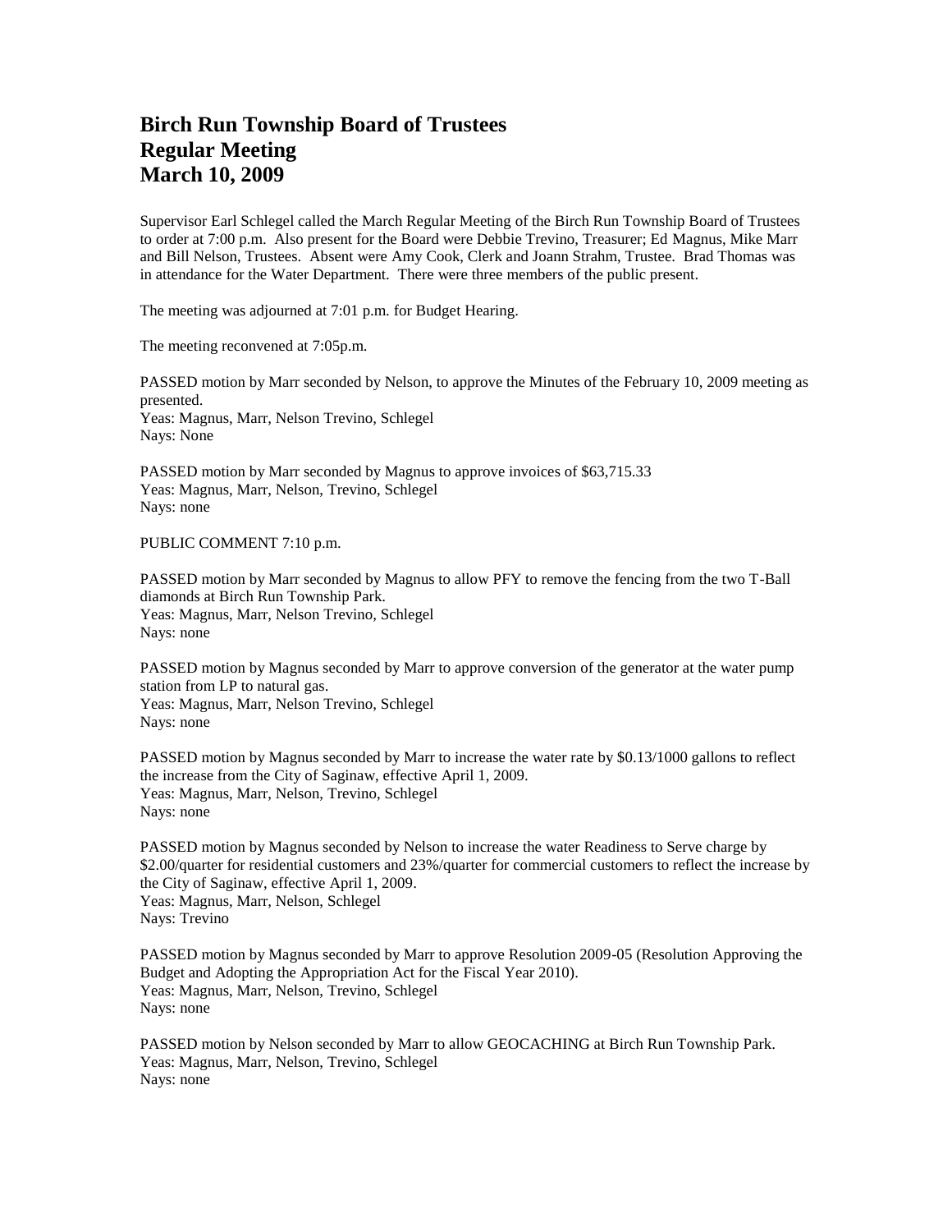# Birch Run Township Board of Trustees
# Regular Meeting
# March 10, 2009

Supervisor Earl Schlegel called the March Regular Meeting of the Birch Run Township Board of Trustees to order at 7:00 p.m. Also present for the Board were Debbie Trevino, Treasurer; Ed Magnus, Mike Marr and Bill Nelson, Trustees. Absent were Amy Cook, Clerk and Joann Strahm, Trustee. Brad Thomas was in attendance for the Water Department. There were three members of the public present.

The meeting was adjourned at 7:01 p.m. for Budget Hearing.

The meeting reconvened at 7:05p.m.

PASSED motion by Marr seconded by Nelson, to approve the Minutes of the February 10, 2009 meeting as presented.
Yeas: Magnus, Marr, Nelson Trevino, Schlegel
Nays: None

PASSED motion by Marr seconded by Magnus to approve invoices of $63,715.33
Yeas: Magnus, Marr, Nelson, Trevino, Schlegel
Nays: none

PUBLIC COMMENT 7:10 p.m.

PASSED motion by Marr seconded by Magnus to allow PFY to remove the fencing from the two T-Ball diamonds at Birch Run Township Park.
Yeas: Magnus, Marr, Nelson Trevino, Schlegel
Nays: none

PASSED motion by Magnus seconded by Marr to approve conversion of the generator at the water pump station from LP to natural gas.
Yeas: Magnus, Marr, Nelson Trevino, Schlegel
Nays: none

PASSED motion by Magnus seconded by Marr to increase the water rate by $0.13/1000 gallons to reflect the increase from the City of Saginaw, effective April 1, 2009.
Yeas: Magnus, Marr, Nelson, Trevino, Schlegel
Nays: none

PASSED motion by Magnus seconded by Nelson to increase the water Readiness to Serve charge by $2.00/quarter for residential customers and 23%/quarter for commercial customers to reflect the increase by the City of Saginaw, effective April 1, 2009.
Yeas: Magnus, Marr, Nelson, Schlegel
Nays: Trevino

PASSED motion by Magnus seconded by Marr to approve Resolution 2009-05 (Resolution Approving the Budget and Adopting the Appropriation Act for the Fiscal Year 2010).
Yeas: Magnus, Marr, Nelson, Trevino, Schlegel
Nays: none

PASSED motion by Nelson seconded by Marr to allow GEOCACHING at Birch Run Township Park.
Yeas: Magnus, Marr, Nelson, Trevino, Schlegel
Nays: none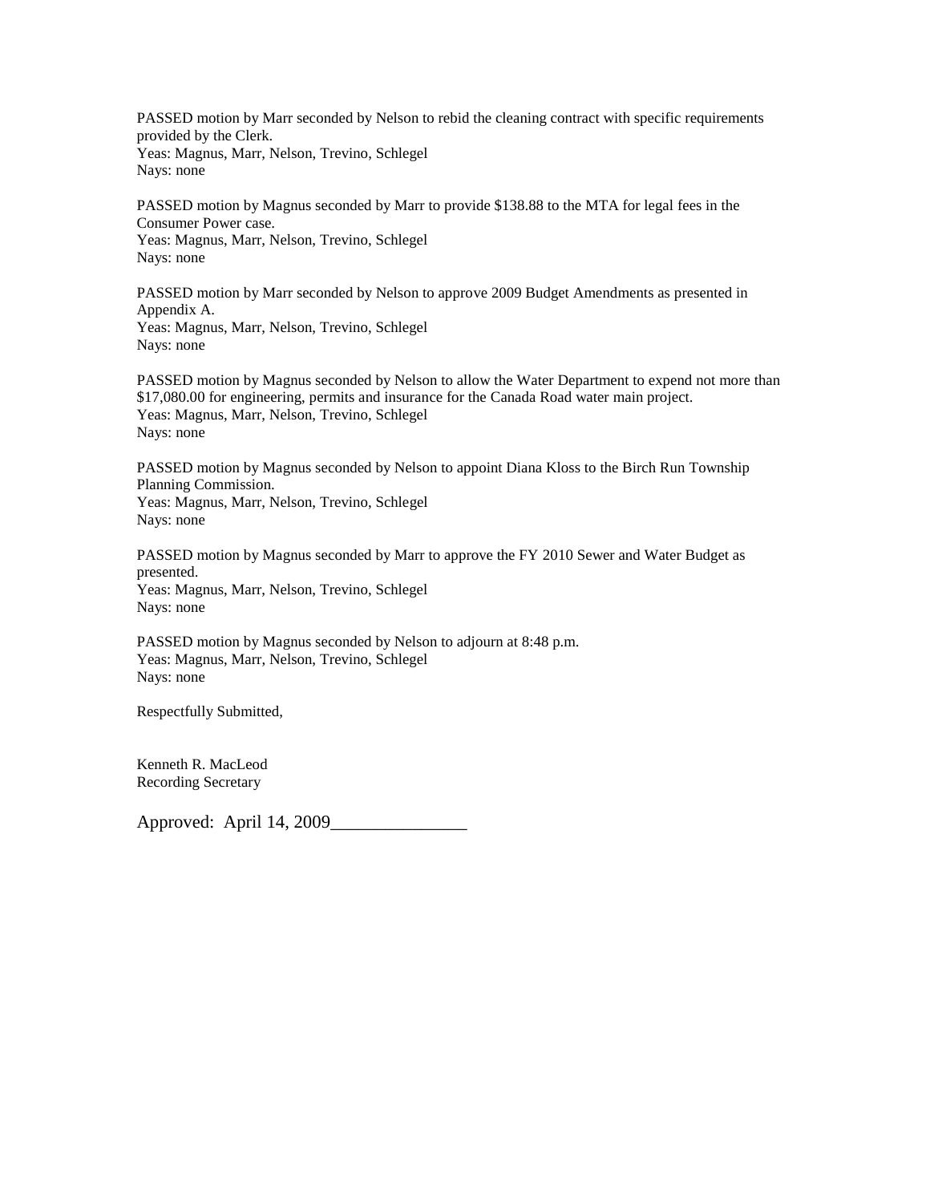PASSED motion by Marr seconded by Nelson to rebid the cleaning contract with specific requirements provided by the Clerk.
Yeas: Magnus, Marr, Nelson, Trevino, Schlegel
Nays: none

PASSED motion by Magnus seconded by Marr to provide $138.88 to the MTA for legal fees in the Consumer Power case.
Yeas: Magnus, Marr, Nelson, Trevino, Schlegel
Nays: none

PASSED motion by Marr seconded by Nelson to approve 2009 Budget Amendments as presented in Appendix A.
Yeas: Magnus, Marr, Nelson, Trevino, Schlegel
Nays: none

PASSED motion by Magnus seconded by Nelson to allow the Water Department to expend not more than $17,080.00 for engineering, permits and insurance for the Canada Road water main project.
Yeas: Magnus, Marr, Nelson, Trevino, Schlegel
Nays: none

PASSED motion by Magnus seconded by Nelson to appoint Diana Kloss to the Birch Run Township Planning Commission.
Yeas: Magnus, Marr, Nelson, Trevino, Schlegel
Nays: none

PASSED motion by Magnus seconded by Marr to approve the FY 2010 Sewer and Water Budget as presented.
Yeas: Magnus, Marr, Nelson, Trevino, Schlegel
Nays: none

PASSED motion by Magnus seconded by Nelson to adjourn at 8:48 p.m.
Yeas: Magnus, Marr, Nelson, Trevino, Schlegel
Nays: none

Respectfully Submitted,

Kenneth R. MacLeod
Recording Secretary

Approved: April 14, 2009_______________